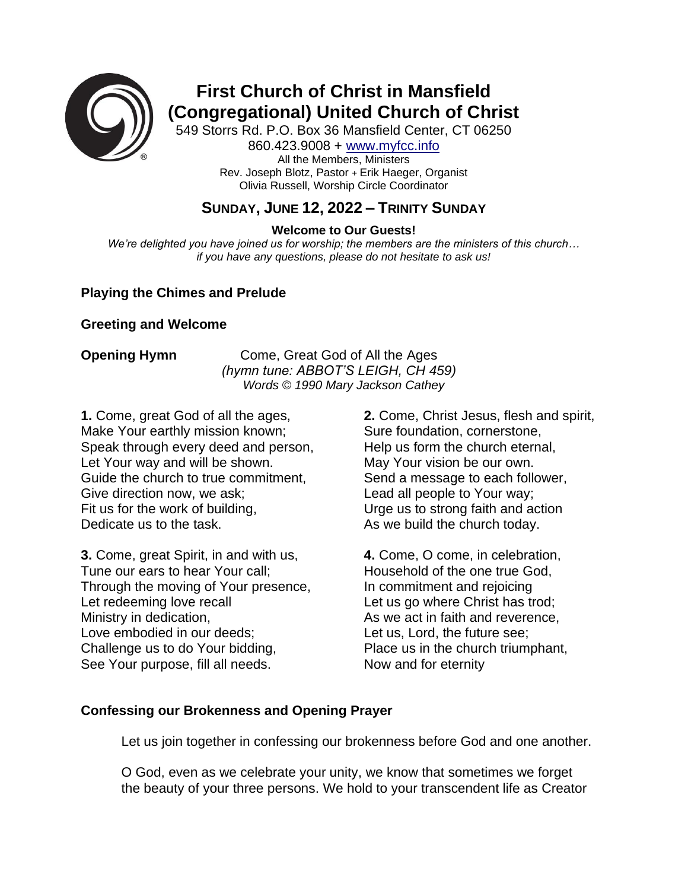# First Church of Christ in Mansfield (Congregational) United Church of Christ

549 Storrs Rd. P.O. Box 36 Mansfield Center, CT 06250
860.423.9008 + www.myfcc.info
All the Members, Ministers
Rev. Joseph Blotz, Pastor + Erik Haeger, Organist
Olivia Russell, Worship Circle Coordinator

## SUNDAY, JUNE 12, 2022 – TRINITY SUNDAY

**Welcome to Our Guests!**

*We're delighted you have joined us for worship; the members are the ministers of this church… if you have any questions, please do not hesitate to ask us!*

**Playing the Chimes and Prelude**

**Greeting and Welcome**

**Opening Hymn** Come, Great God of All the Ages
*(hymn tune: ABBOT'S LEIGH, CH 459)*
*Words © 1990 Mary Jackson Cathey*

**1.** Come, great God of all the ages,
Make Your earthly mission known;
Speak through every deed and person,
Let Your way and will be shown.
Guide the church to true commitment,
Give direction now, we ask;
Fit us for the work of building,
Dedicate us to the task.

**2.** Come, Christ Jesus, flesh and spirit,
Sure foundation, cornerstone,
Help us form the church eternal,
May Your vision be our own.
Send a message to each follower,
Lead all people to Your way;
Urge us to strong faith and action
As we build the church today.

**3.** Come, great Spirit, in and with us,
Tune our ears to hear Your call;
Through the moving of Your presence,
Let redeeming love recall
Ministry in dedication,
Love embodied in our deeds;
Challenge us to do Your bidding,
See Your purpose, fill all needs.

**4.** Come, O come, in celebration,
Household of the one true God,
In commitment and rejoicing
Let us go where Christ has trod;
As we act in faith and reverence,
Let us, Lord, the future see;
Place us in the church triumphant,
Now and for eternity

**Confessing our Brokenness and Opening Prayer**

Let us join together in confessing our brokenness before God and one another.

O God, even as we celebrate your unity, we know that sometimes we forget the beauty of your three persons. We hold to your transcendent life as Creator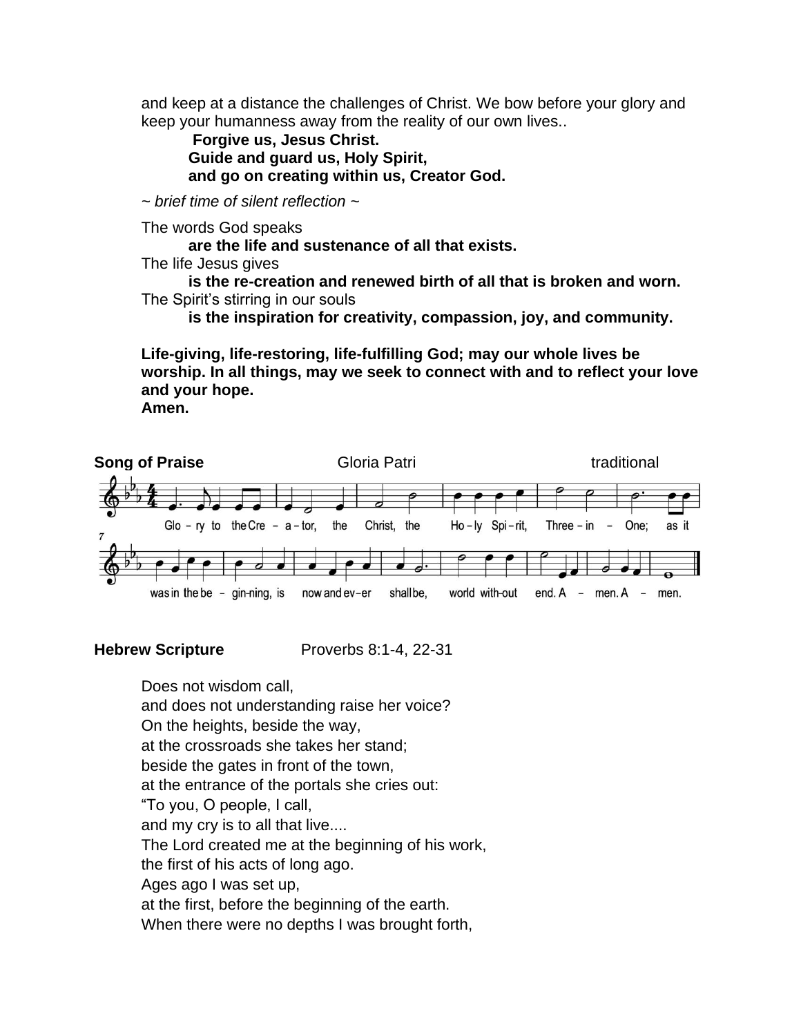and keep at a distance the challenges of Christ. We bow before your glory and keep your humanness away from the reality of our own lives..

**Forgive us, Jesus Christ.**
**Guide and guard us, Holy Spirit,**
**and go on creating within us, Creator God.**

*~ brief time of silent reflection ~*

The words God speaks
**are the life and sustenance of all that exists.**
The life Jesus gives
**is the re-creation and renewed birth of all that is broken and worn.**
The Spirit's stirring in our souls
**is the inspiration for creativity, compassion, joy, and community.**

**Life-giving, life-restoring, life-fulfilling God; may our whole lives be worship. In all things, may we seek to connect with and to reflect your love and your hope.**
**Amen.**

**Song of Praise** Gloria Patri traditional

Glo – ry to the Cre – a – tor, the Christ, the Ho – ly Spi – rit, Three – in – One; as it was in the be – gin-ning, is now and ev – er shall be, world with-out end. A – men. A – men.

**Hebrew Scripture** Proverbs 8:1-4, 22-31

Does not wisdom call,
and does not understanding raise her voice?
On the heights, beside the way,
at the crossroads she takes her stand;
beside the gates in front of the town,
at the entrance of the portals she cries out:
"To you, O people, I call,
and my cry is to all that live....
The Lord created me at the beginning of his work,
the first of his acts of long ago.
Ages ago I was set up,
at the first, before the beginning of the earth.
When there were no depths I was brought forth,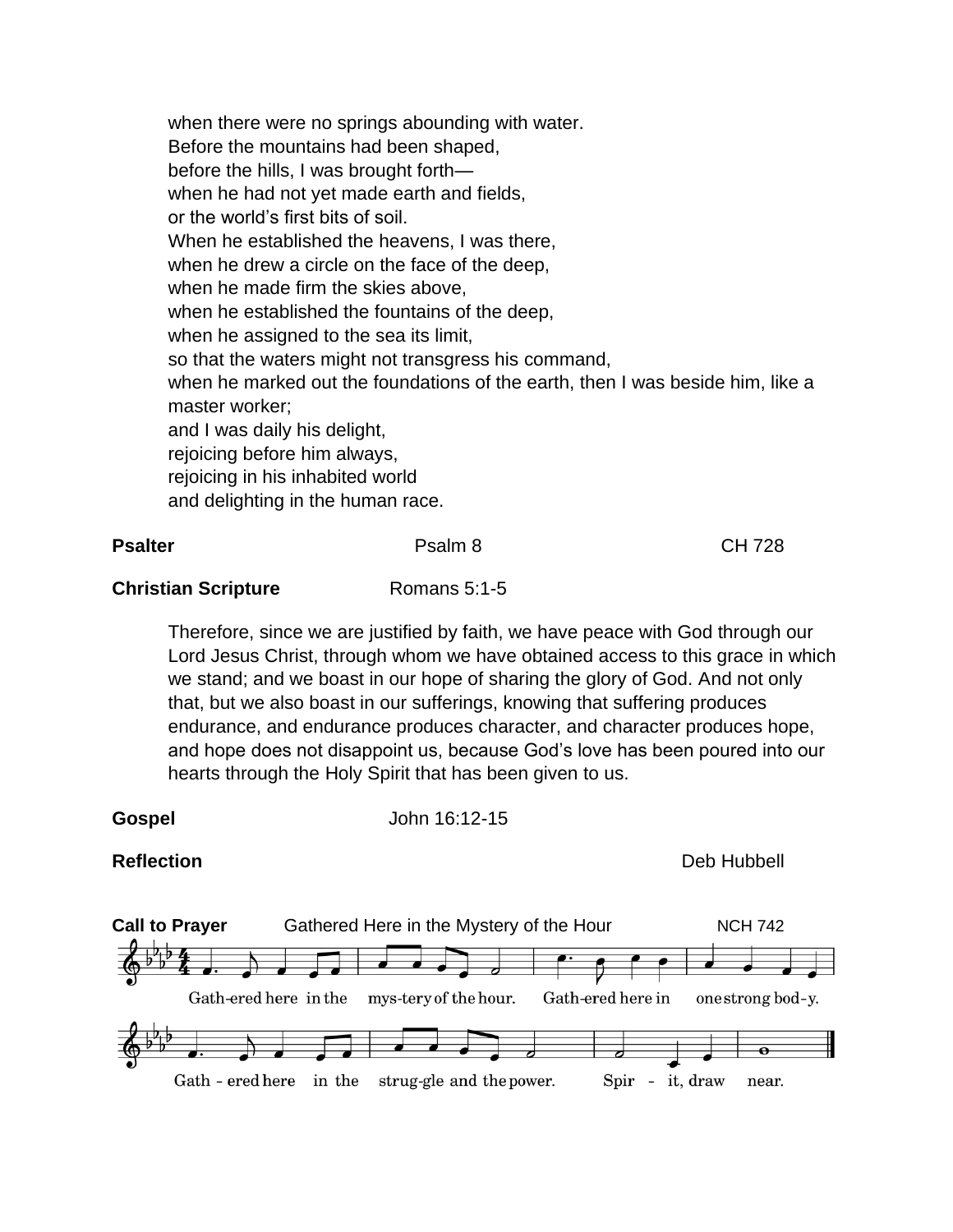when there were no springs abounding with water.
Before the mountains had been shaped,
before the hills, I was brought forth—
when he had not yet made earth and fields,
or the world's first bits of soil.
When he established the heavens, I was there,
when he drew a circle on the face of the deep,
when he made firm the skies above,
when he established the fountains of the deep,
when he assigned to the sea its limit,
so that the waters might not transgress his command,
when he marked out the foundations of the earth, then I was beside him, like a master worker;
and I was daily his delight,
rejoicing before him always,
rejoicing in his inhabited world
and delighting in the human race.

**Psalter** Psalm 8 CH 728

**Christian Scripture** Romans 5:1-5

Therefore, since we are justified by faith, we have peace with God through our Lord Jesus Christ, through whom we have obtained access to this grace in which we stand; and we boast in our hope of sharing the glory of God. And not only that, but we also boast in our sufferings, knowing that suffering produces endurance, and endurance produces character, and character produces hope, and hope does not disappoint us, because God's love has been poured into our hearts through the Holy Spirit that has been given to us.

**Gospel** John 16:12-15

**Reflection** Deb Hubbell

**Call to Prayer** Gathered Here in the Mystery of the Hour NCH 742

Gath-ered here in the mys-tery of the hour. Gath-ered here in one strong bod-y.
Gath - ered here in the strug-gle and the power. Spir - it, draw near.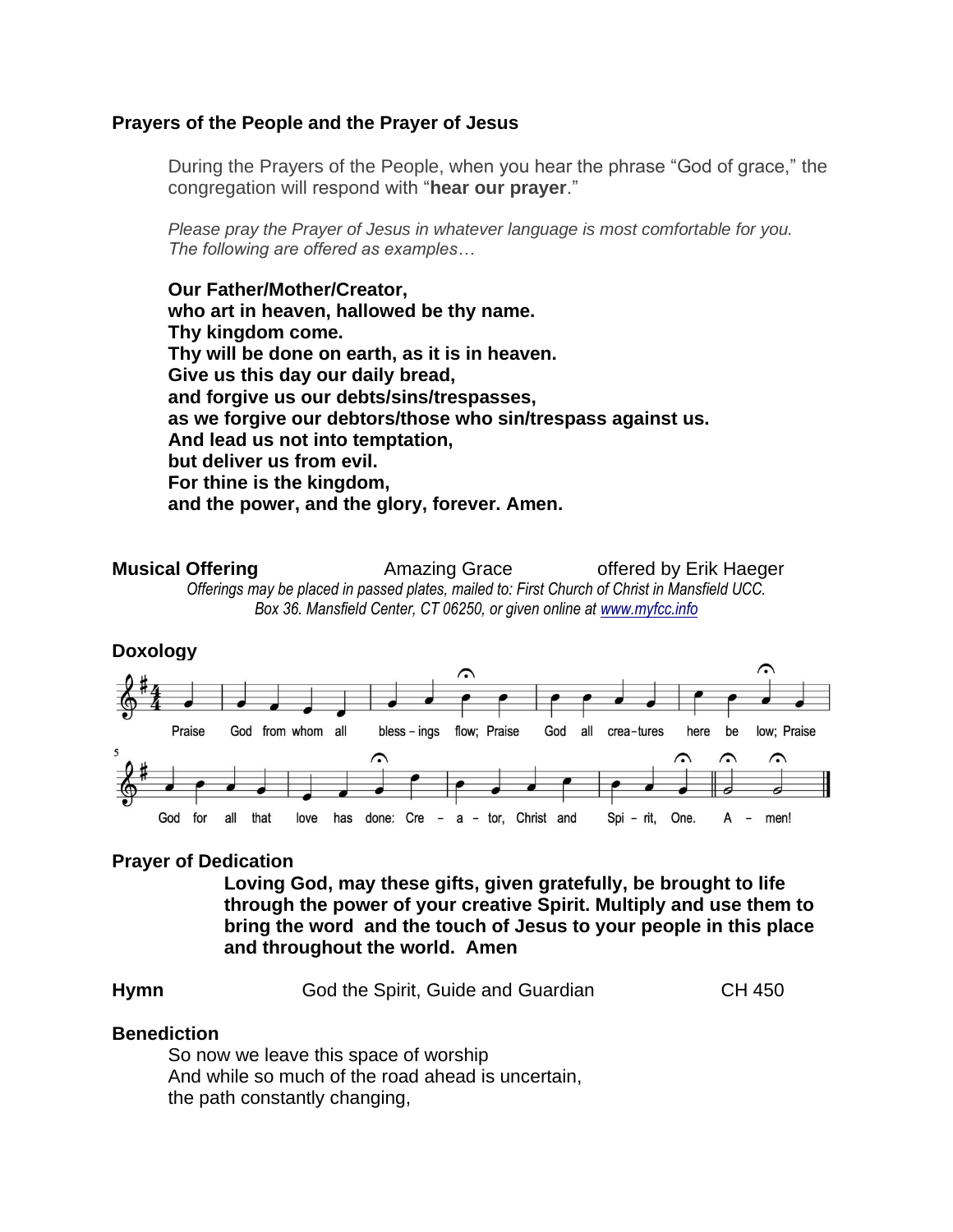**Prayers of the People and the Prayer of Jesus**

During the Prayers of the People, when you hear the phrase "God of grace," the congregation will respond with "**hear our prayer**."

*Please pray the Prayer of Jesus in whatever language is most comfortable for you. The following are offered as examples…*

**Our Father/Mother/Creator,**
**who art in heaven, hallowed be thy name.**
**Thy kingdom come.**
**Thy will be done on earth, as it is in heaven.**
**Give us this day our daily bread,**
**and forgive us our debts/sins/trespasses,**
**as we forgive our debtors/those who sin/trespass against us.**
**And lead us not into temptation,**
**but deliver us from evil.**
**For thine is the kingdom,**
**and the power, and the glory, forever. Amen.**

**Musical Offering** Amazing Grace offered by Erik Haeger

*Offerings may be placed in passed plates, mailed to: First Church of Christ in Mansfield UCC. Box 36. Mansfield Center, CT 06250, or given online at [www.myfcc.info](www.myfcc.info)*

**Doxology**

Praise God from whom all blessings flow; Praise God all creatures here be low; Praise God for all that love has done: Creator, Christ and Spirit, One. Amen!

**Prayer of Dedication**

**Loving God, may these gifts, given gratefully, be brought to life through the power of your creative Spirit. Multiply and use them to bring the word and the touch of Jesus to your people in this place and throughout the world. Amen**

**Hymn** God the Spirit, Guide and Guardian CH 450

**Benediction**

So now we leave this space of worship
And while so much of the road ahead is uncertain,
the path constantly changing,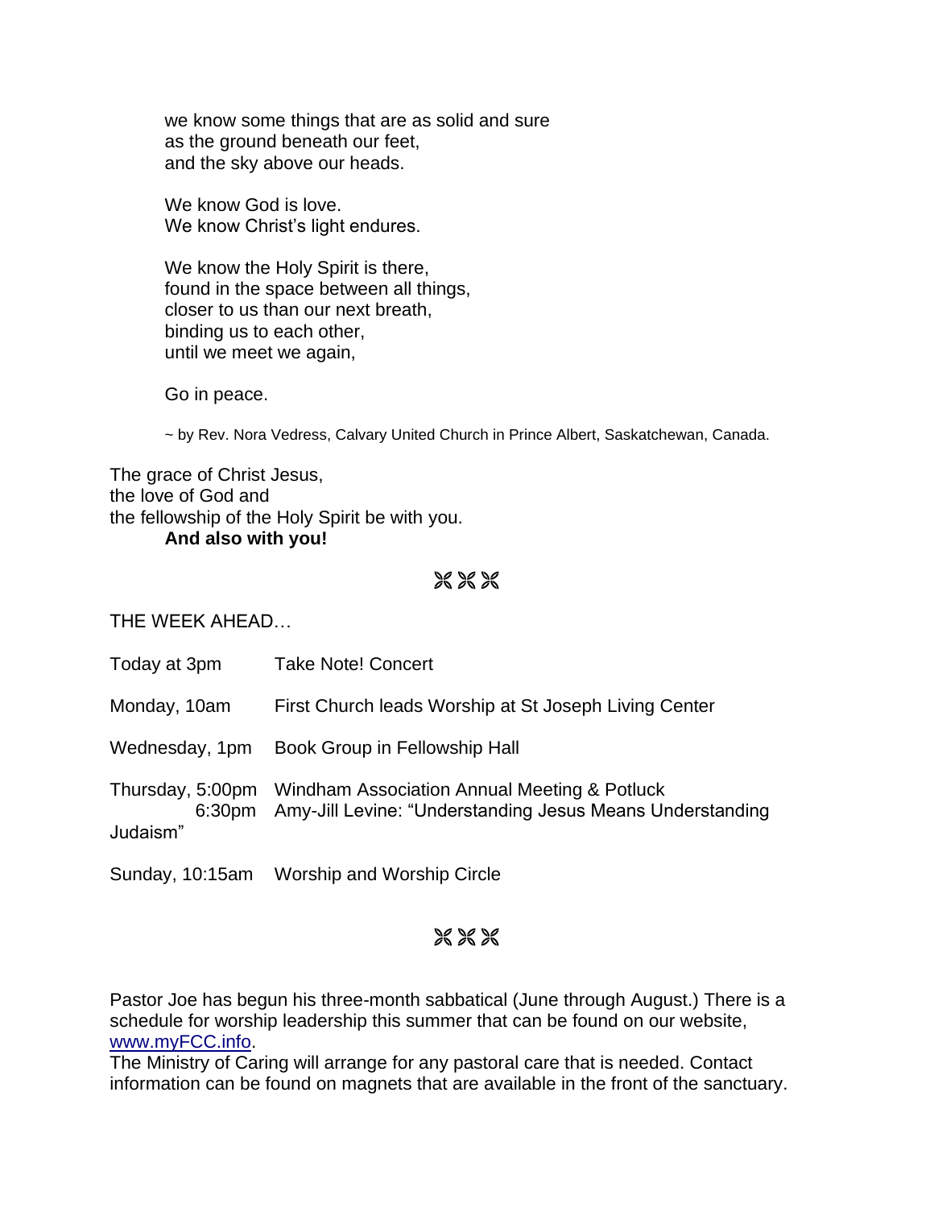we know some things that are as solid and sure
as the ground beneath our feet,
and the sky above our heads.

We know God is love.
We know Christ's light endures.

We know the Holy Spirit is there,
found in the space between all things,
closer to us than our next breath,
binding us to each other,
until we meet we again,

Go in peace.

~ by Rev. Nora Vedress, Calvary United Church in Prince Albert, Saskatchewan, Canada.

The grace of Christ Jesus,
the love of God and
the fellowship of the Holy Spirit be with you.
**And also with you!**

⌘⌘⌘

THE WEEK AHEAD…

| | |
|---|---|
| Today at 3pm | Take Note! Concert |
| Monday, 10am | First Church leads Worship at St Joseph Living Center |
| Wednesday, 1pm | Book Group in Fellowship Hall |
| Thursday, 5:00pm | Windham Association Annual Meeting & Potluck |
| 6:30pm | Amy-Jill Levine: "Understanding Jesus Means Understanding Judaism" |
| Sunday, 10:15am | Worship and Worship Circle |

⌘⌘⌘

Pastor Joe has begun his three-month sabbatical (June through August.) There is a schedule for worship leadership this summer that can be found on our website, www.myFCC.info.
The Ministry of Caring will arrange for any pastoral care that is needed. Contact information can be found on magnets that are available in the front of the sanctuary.